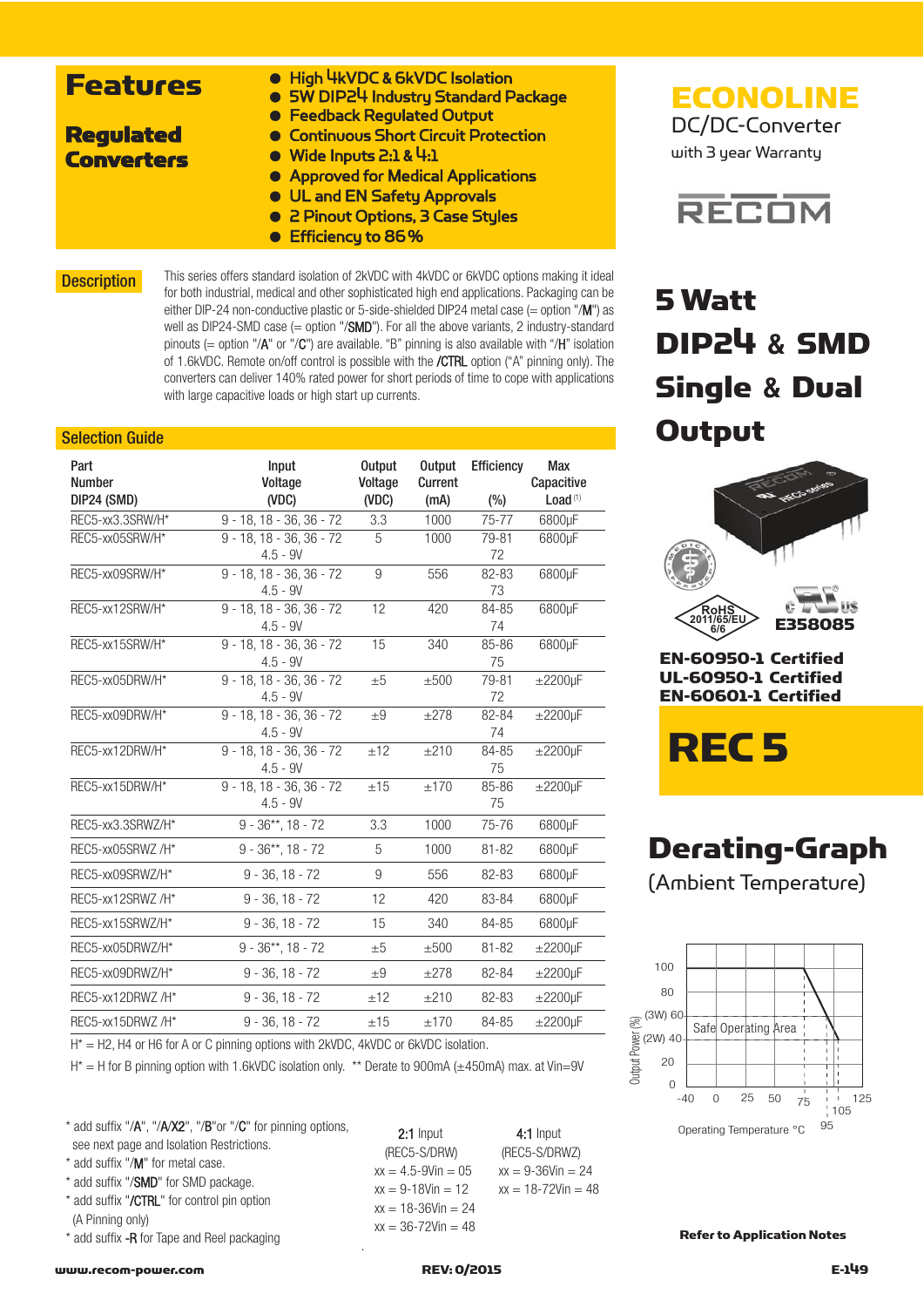# Features

## Regulated Converters

- High 4kVDC & 6kVDC Isolation
- 5W DIP24 Industry Standard Package
- Feedback Regulated Output
- Continuous Short Circuit Protection
- Wide Inputs 2:1 & 4:1
- Approved for Medical Applications
- UL and EN Safety Approvals
- 2 Pinout Options, 3 Case Styles
- Efficiency to 86%

**ECONOLINE**
DC/DC-Converter
with 3 year Warranty

RECOM

# 5 Watt DIP24 & SMD Single & Dual Output

## Description

This series offers standard isolation of 2kVDC with 4kVDC or 6kVDC options making it ideal for both industrial, medical and other sophisticated high end applications. Packaging can be either DIP-24 non-conductive plastic or 5-side-shielded DIP24 metal case (= option "/**M**") as well as DIP24-SMD case (= option "/**SMD**"). For all the above variants, 2 industry-standard pinouts (= option "/**A**" or "/**C**") are available. "B" pinning is also available with "/**H**" isolation of 1.6kVDC. Remote on/off control is possible with the **/CTRL** option ("A" pinning only). The converters can deliver 140% rated power for short periods of time to cope with applications with large capacitive loads or high start up currents.

## Selection Guide

| Part Number DIP24 (SMD) | Input Voltage (VDC) | Output Voltage (VDC) | Output Current (mA) | Efficiency (%) | Max Capacitive Load (1) |
|---|---|---|---|---|---|
| REC5-xx3.3SRW/H* | 9 - 18, 18 - 36, 36 - 72 | 3.3 | 1000 | 75-77 | 6800µF |
| REC5-xx05SRW/H* | 9 - 18, 18 - 36, 36 - 72 / 4.5 - 9V | 5 | 1000 | 79-81 / 72 | 6800µF |
| REC5-xx09SRW/H* | 9 - 18, 18 - 36, 36 - 72 / 4.5 - 9V | 9 | 556 | 82-83 / 73 | 6800µF |
| REC5-xx12SRW/H* | 9 - 18, 18 - 36, 36 - 72 / 4.5 - 9V | 12 | 420 | 84-85 / 74 | 6800µF |
| REC5-xx15SRW/H* | 9 - 18, 18 - 36, 36 - 72 / 4.5 - 9V | 15 | 340 | 85-86 / 75 | 6800µF |
| REC5-xx05DRW/H* | 9 - 18, 18 - 36, 36 - 72 / 4.5 - 9V | ±5 | ±500 | 79-81 / 72 | ±2200µF |
| REC5-xx09DRW/H* | 9 - 18, 18 - 36, 36 - 72 / 4.5 - 9V | ±9 | ±278 | 82-84 / 74 | ±2200µF |
| REC5-xx12DRW/H* | 9 - 18, 18 - 36, 36 - 72 / 4.5 - 9V | ±12 | ±210 | 84-85 / 75 | ±2200µF |
| REC5-xx15DRW/H* | 9 - 18, 18 - 36, 36 - 72 / 4.5 - 9V | ±15 | ±170 | 85-86 / 75 | ±2200µF |
| REC5-xx3.3SRWZ/H* | 9 - 36**, 18 - 72 | 3.3 | 1000 | 75-76 | 6800µF |
| REC5-xx05SRWZ /H* | 9 - 36**, 18 - 72 | 5 | 1000 | 81-82 | 6800µF |
| REC5-xx09SRWZ/H* | 9 - 36, 18 - 72 | 9 | 556 | 82-83 | 6800µF |
| REC5-xx12SRWZ /H* | 9 - 36, 18 - 72 | 12 | 420 | 83-84 | 6800µF |
| REC5-xx15SRWZ/H* | 9 - 36, 18 - 72 | 15 | 340 | 84-85 | 6800µF |
| REC5-xx05DRWZ/H* | 9 - 36**, 18 - 72 | ±5 | ±500 | 81-82 | ±2200µF |
| REC5-xx09DRWZ/H* | 9 - 36, 18 - 72 | ±9 | ±278 | 82-84 | ±2200µF |
| REC5-xx12DRWZ /H* | 9 - 36, 18 - 72 | ±12 | ±210 | 82-83 | ±2200µF |
| REC5-xx15DRWZ /H* | 9 - 36, 18 - 72 | ±15 | ±170 | 84-85 | ±2200µF |

H* = H2, H4 or H6 for A or C pinning options with 2kVDC, 4kVDC or 6kVDC isolation.

H* = H for B pinning option with 1.6kVDC isolation only. ** Derate to 900mA (±450mA) max. at Vin=9V

\* add suffix "/**A**", "/**A/X2**", "/**B**"or "/**C**" for pinning options, see next page and Isolation Restrictions.
\* add suffix "/**M**" for metal case.
\* add suffix "/**SMD**" for SMD package.
\* add suffix "**/CTRL**" for control pin option (A Pinning only)
\* add suffix **-R** for Tape and Reel packaging

| 2:1 Input (REC5-S/DRW) | 4:1 Input (REC5-S/DRWZ) |
|---|---|
| xx = 4.5-9Vin = 05 | xx = 9-36Vin = 24 |
| xx = 9-18Vin = 12 | xx = 18-72Vin = 48 |
| xx = 18-36Vin = 24 | |
| xx = 36-72Vin = 48 | |

RoHS 2011/65/EU 6/6

E358085

**EN-60950-1 Certified**
**UL-60950-1 Certified**
**EN-60601-1 Certified**

# REC 5

## Derating-Graph
(Ambient Temperature)

Output Power (%)
100
80
(3W) 60
(2W) 40
20
0
Safe Operating Area
-40 0 25 50 75 95 105 125
Operating Temperature °C

**Refer to Application Notes**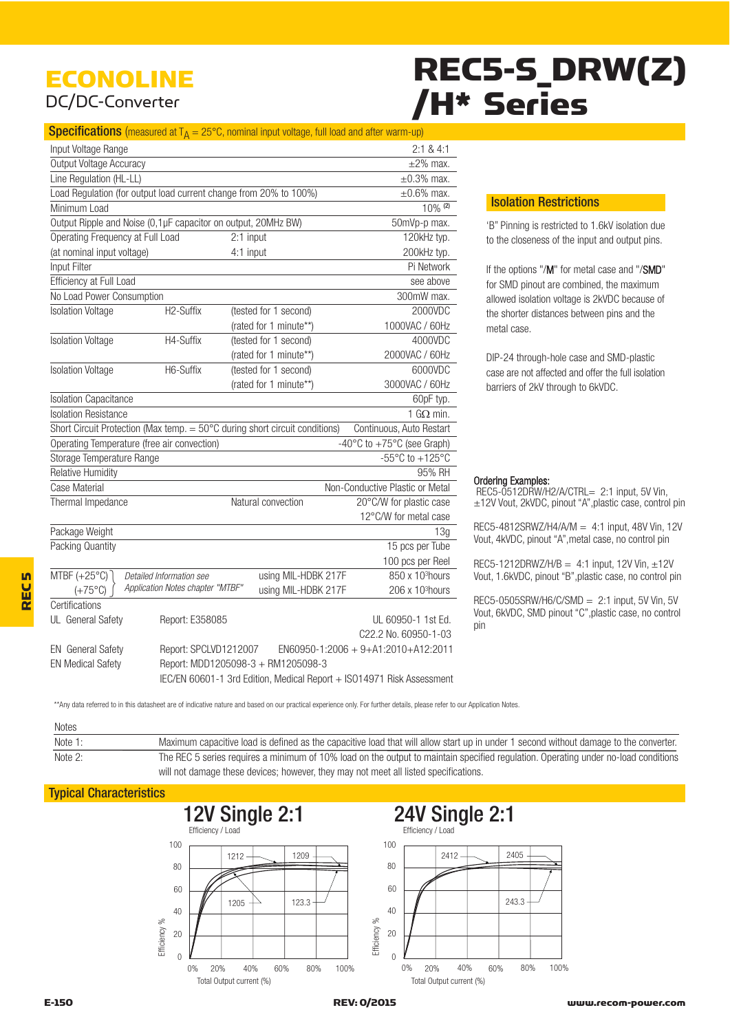# ECONOLINE
DC/DC-Converter

# REC5-S_DRW(Z)/H* Series

## Specifications (measured at $T_A$ = 25°C, nominal input voltage, full load and after warm-up)

| | | | |
|---|---|---|---|
| Input Voltage Range | | | 2:1 & 4:1 |
| Output Voltage Accuracy | | | ±2% max. |
| Line Regulation (HL-LL) | | | ±0.3% max. |
| Load Regulation (for output load current change from 20% to 100%) | | | ±0.6% max. |
| Minimum Load | | | 10% (2) |
| Output Ripple and Noise (0,1µF capacitor on output, 20MHz BW) | | | 50mVp-p max. |
| Operating Frequency at Full Load | | 2:1 input | 120kHz typ. |
| (at nominal input voltage) | | 4:1 input | 200kHz typ. |
| Input Filter | | | Pi Network |
| Efficiency at Full Load | | | see above |
| No Load Power Consumption | | | 300mW max. |
| Isolation Voltage | H2-Suffix | (tested for 1 second) | 2000VDC |
| | | (rated for 1 minute**) | 1000VAC / 60Hz |
| Isolation Voltage | H4-Suffix | (tested for 1 second) | 4000VDC |
| | | (rated for 1 minute**) | 2000VAC / 60Hz |
| Isolation Voltage | H6-Suffix | (tested for 1 second) | 6000VDC |
| | | (rated for 1 minute**) | 3000VAC / 60Hz |
| Isolation Capacitance | | | 60pF typ. |
| Isolation Resistance | | | 1 GΩ min. |
| Short Circuit Protection (Max temp. = 50°C during short circuit conditions) | | | Continuous, Auto Restart |
| Operating Temperature (free air convection) | | | -40°C to +75°C (see Graph) |
| Storage Temperature Range | | | -55°C to +125°C |
| Relative Humidity | | | 95% RH |
| Case Material | | | Non-Conductive Plastic or Metal |
| Thermal Impedance | | Natural convection | 20°C/W for plastic case |
| | | | 12°C/W for metal case |
| Package Weight | | | 13g |
| Packing Quantity | | | 15 pcs per Tube |
| | | | 100 pcs per Reel |
| MTBF (+25°C) | *Detailed Information see* | using MIL-HDBK 217F | 850 x $10^3$hours |
| (+75°C) | *Application Notes chapter "MTBF"* | using MIL-HDBK 217F | 206 x $10^3$hours |
| Certifications | | | |
| UL General Safety | Report: E358085 | | UL 60950-1 1st Ed. |
| | | | C22.2 No. 60950-1-03 |
| EN General Safety | Report: SPCLVD1212007 | | EN60950-1:2006 + 9+A1:2010+A12:2011 |
| EN Medical Safety | Report: MDD1205098-3 + RM1205098-3 | | |
| | IEC/EN 60601-1 3rd Edition, Medical Report + ISO14971 Risk Assessment | | |

**Any data referred to in this datasheet are of indicative nature and based on our practical experience only. For further details, please refer to our Application Notes.

### Isolation Restrictions

'B" Pinning is restricted to 1.6kV isolation due to the closeness of the input and output pins.

If the options "/M" for metal case and "/SMD" for SMD pinout are combined, the maximum allowed isolation voltage is 2kVDC because of the shorter distances between pins and the metal case.

DIP-24 through-hole case and SMD-plastic case are not affected and offer the full isolation barriers of 2kV through to 6kVDC.

**Ordering Examples:**

REC5-0512DRW/H2/A/CTRL= 2:1 input, 5V Vin, ±12V Vout, 2kVDC, pinout "A",plastic case, control pin

REC5-4812SRWZ/H4/A/M = 4:1 input, 48V Vin, 12V Vout, 4kVDC, pinout "A",metal case, no control pin

REC5-1212DRWZ/H/B = 4:1 input, 12V Vin, ±12V Vout, 1.6kVDC, pinout "B",plastic case, no control pin

REC5-0505SRW/H6/C/SMD = 2:1 input, 5V Vin, 5V Vout, 6kVDC, SMD pinout "C",plastic case, no control pin

### Notes

| | |
|---|---|
| Note 1: | Maximum capacitive load is defined as the capacitive load that will allow start up in under 1 second without damage to the converter. |
| Note 2: | The REC 5 series requires a minimum of 10% load on the output to maintain specified regulation. Operating under no-load conditions will not damage these devices; however, they may not meet all listed specifications. |

## Typical Characteristics

**12V Single 2:1**

Efficiency / Load

1212
1209
1205
123.3

Efficiency %: 0, 20, 40, 60, 80, 100

Total Output current (%): 0%, 20%, 40%, 60%, 80%, 100%

**24V Single 2:1**

Efficiency / Load

2412
2405
243.3

Efficiency %: 0, 20, 40, 60, 80, 100

Total Output current (%): 0%, 20%, 40%, 60%, 80%, 100%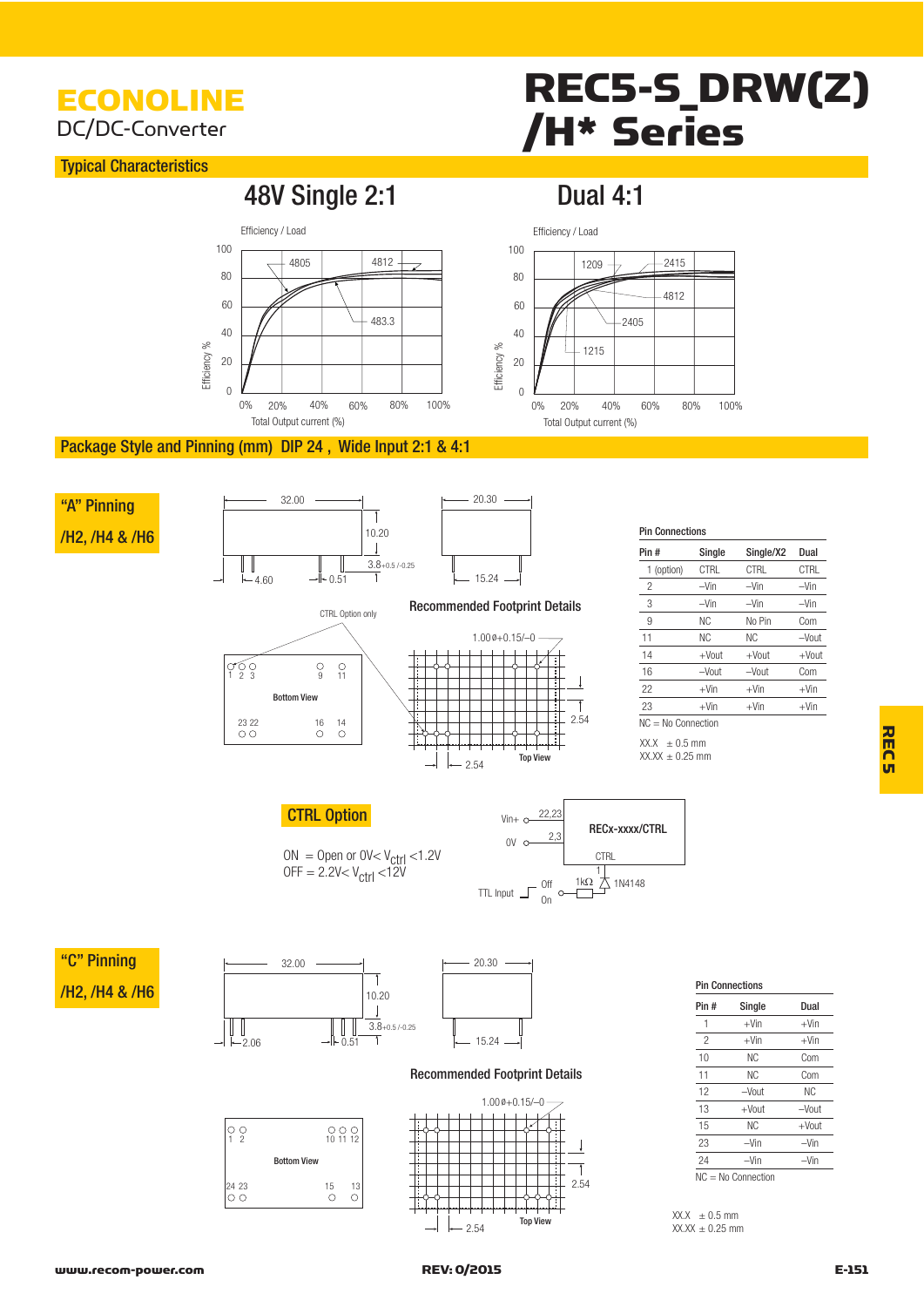# ECONOLINE

DC/DC-Converter

# REC5-S_DRW(Z)/H* Series

## Typical Characteristics

### 48V Single 2:1

Efficiency / Load

100
80
60
40
20
0

Efficiency %

0% 20% 40% 60% 80% 100%

Total Output current (%)

4805
4812
483.3

### Dual 4:1

Efficiency / Load

100
80
60
40
20
0

Efficiency %

0% 20% 40% 60% 80% 100%

Total Output current (%)

1209
2415
4812
2405
1215

## Package Style and Pinning (mm) DIP 24 , Wide Input 2:1 & 4:1

### "A" Pinning /H2, /H4 & /H6

32.00
10.20
3.8+0.5 /-0.25
4.60
0.51
20.30
15.24

CTRL Option only

Bottom View

1 2 3 9 11
23 22 16 14

Recommended Footprint Details

1.00 ø+0.15/–0
2.54
2.54
Top View

Pin Connections

| Pin # | Single | Single/X2 | Dual |
|---|---|---|---|
| 1 (option) | CTRL | CTRL | CTRL |
| 2 | –Vin | –Vin | –Vin |
| 3 | –Vin | –Vin | –Vin |
| 9 | NC | No Pin | Com |
| 11 | NC | NC | –Vout |
| 14 | +Vout | +Vout | +Vout |
| 16 | –Vout | –Vout | Com |
| 22 | +Vin | +Vin | +Vin |
| 23 | +Vin | +Vin | +Vin |

NC = No Connection

XX.X ± 0.5 mm
XX.XX ± 0.25 mm

### CTRL Option

ON = Open or 0V< $V_{ctrl}$ <1.2V
OFF = 2.2V< $V_{ctrl}$ <12V

Vin+ 22,23
0V 2,3
RECx-xxxx/CTRL
CTRL
1
TTL Input Off On
1kΩ
1N4148

### "C" Pinning /H2, /H4 & /H6

32.00
10.20
3.8+0.5 /-0.25
2.06
0.51
20.30
15.24

Bottom View

1 2 10 11 12
24 23 15 13

Recommended Footprint Details

1.00 ø+0.15/–0
2.54
2.54
Top View

Pin Connections

| Pin # | Single | Dual |
|---|---|---|
| 1 | +Vin | +Vin |
| 2 | +Vin | +Vin |
| 10 | NC | Com |
| 11 | NC | Com |
| 12 | –Vout | NC |
| 13 | +Vout | –Vout |
| 15 | NC | +Vout |
| 23 | –Vin | –Vin |
| 24 | –Vin | –Vin |

NC = No Connection

XX.X ± 0.5 mm
XX.XX ± 0.25 mm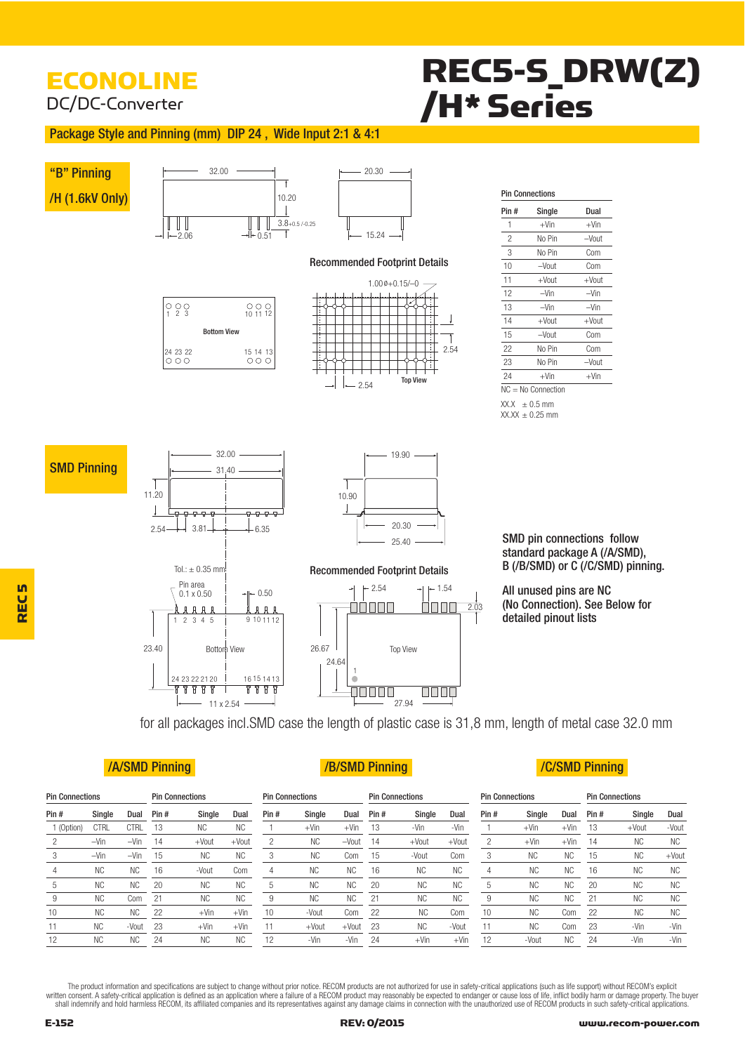# ECONOLINE

DC/DC-Converter

# REC5-S_DRW(Z) /H* Series

## Package Style and Pinning (mm) DIP 24 , Wide Input 2:1 & 4:1

### "B" Pinning /H (1.6kV Only)

32.00
10.20
3.8+0.5 /-0.25
2.06
0.51
20.30
15.24

Recommended Footprint Details

1.00ø+0.15/−0

1 2 3
10 11 12
Bottom View
24 23 22
15 14 13

2.54
2.54
Top View

Pin Connections

| Pin # | Single | Dual |
|---|---|---|
| 1 | +Vin | +Vin |
| 2 | No Pin | −Vout |
| 3 | No Pin | Com |
| 10 | −Vout | Com |
| 11 | +Vout | +Vout |
| 12 | −Vin | −Vin |
| 13 | −Vin | −Vin |
| 14 | +Vout | +Vout |
| 15 | −Vout | Com |
| 22 | No Pin | Com |
| 23 | No Pin | −Vout |
| 24 | +Vin | +Vin |

NC = No Connection

XX.X ± 0.5 mm
XX.XX ± 0.25 mm

### SMD Pinning

32.00
31.40
11.20
2.54
3.81
6.35
19.90
10.90
20.30
25.40

Tol.: ± 0.35 mm
Pin area
0.1 x 0.50
0.50
1 2 3 4 5
9 10 11 12
23.40
Bottom View
24 23 22 21 20
16 15 14 13
11 x 2.54

Recommended Footprint Details

2.54
1.54
2.03
26.67
24.64
Top View
1
27.94

SMD pin connections follow standard package A (/A/SMD), B (/B/SMD) or C (/C/SMD) pinning.

All unused pins are NC (No Connection). See Below for detailed pinout lists

for all packages incl.SMD case the length of plastic case is 31,8 mm, length of metal case 32.0 mm

### /A/SMD Pinning

| Pin # | Single | Dual | Pin # | Single | Dual |
|---|---|---|---|---|---|
| 1 (Option) | CTRL | CTRL | 13 | NC | NC |
| 2 | −Vin | −Vin | 14 | +Vout | +Vout |
| 3 | −Vin | −Vin | 15 | NC | NC |
| 4 | NC | NC | 16 | -Vout | Com |
| 5 | NC | NC | 20 | NC | NC |
| 9 | NC | Com | 21 | NC | NC |
| 10 | NC | NC | 22 | +Vin | +Vin |
| 11 | NC | -Vout | 23 | +Vin | +Vin |
| 12 | NC | NC | 24 | NC | NC |

### /B/SMD Pinning

| Pin # | Single | Dual | Pin # | Single | Dual |
|---|---|---|---|---|---|
| 1 | +Vin | +Vin | 13 | -Vin | -Vin |
| 2 | NC | −Vout | 14 | +Vout | +Vout |
| 3 | NC | Com | 15 | -Vout | Com |
| 4 | NC | NC | 16 | NC | NC |
| 5 | NC | NC | 20 | NC | NC |
| 9 | NC | NC | 21 | NC | NC |
| 10 | -Vout | Com | 22 | NC | Com |
| 11 | +Vout | +Vout | 23 | NC | -Vout |
| 12 | -Vin | -Vin | 24 | +Vin | +Vin |

### /C/SMD Pinning

| Pin # | Single | Dual | Pin # | Single | Dual |
|---|---|---|---|---|---|
| 1 | +Vin | +Vin | 13 | +Vout | -Vout |
| 2 | +Vin | +Vin | 14 | NC | NC |
| 3 | NC | NC | 15 | NC | +Vout |
| 4 | NC | NC | 16 | NC | NC |
| 5 | NC | NC | 20 | NC | NC |
| 9 | NC | NC | 21 | NC | NC |
| 10 | NC | Com | 22 | NC | NC |
| 11 | NC | Com | 23 | -Vin | -Vin |
| 12 | -Vout | NC | 24 | -Vin | -Vin |

The product information and specifications are subject to change without prior notice. RECOM products are not authorized for use in safety-critical applications (such as life support) without RECOM's explicit written consent. A safety-critical application is defined as an application where a failure of a RECOM product may reasonably be expected to endanger or cause loss of life, inflict bodily harm or damage property. The buyer shall indemnify and hold harmless RECOM, its affiliated companies and its representatives against any damage claims in connection with the unauthorized use of RECOM products in such safety-critical applications.

REV: 0/2015